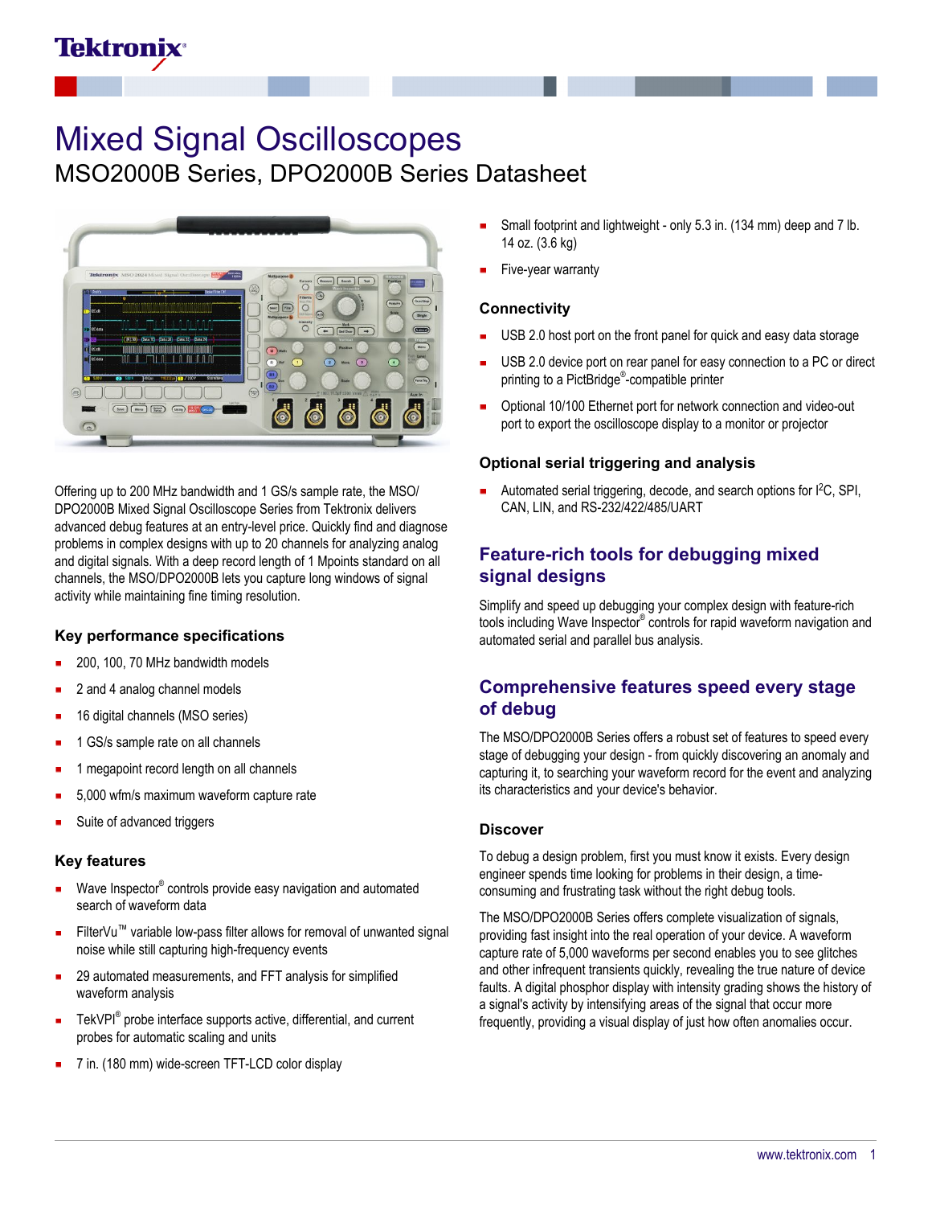Tektronix

# Mixed Signal Oscilloscopes

## MSO2000B Series, DPO2000B Series Datasheet

Offering up to 200 MHz bandwidth and 1 GS/s sample rate, the MSO/DPO2000B Mixed Signal Oscilloscope Series from Tektronix delivers advanced debug features at an entry-level price. Quickly find and diagnose problems in complex designs with up to 20 channels for analyzing analog and digital signals. With a deep record length of 1 Mpoints standard on all channels, the MSO/DPO2000B lets you capture long windows of signal activity while maintaining fine timing resolution.

### Key performance specifications

- 200, 100, 70 MHz bandwidth models
- 2 and 4 analog channel models
- 16 digital channels (MSO series)
- 1 GS/s sample rate on all channels
- 1 megapoint record length on all channels
- 5,000 wfm/s maximum waveform capture rate
- Suite of advanced triggers

### Key features

- Wave Inspector® controls provide easy navigation and automated search of waveform data
- FilterVu™ variable low-pass filter allows for removal of unwanted signal noise while still capturing high-frequency events
- 29 automated measurements, and FFT analysis for simplified waveform analysis
- TekVPI® probe interface supports active, differential, and current probes for automatic scaling and units
- 7 in. (180 mm) wide-screen TFT-LCD color display
- Small footprint and lightweight - only 5.3 in. (134 mm) deep and 7 lb. 14 oz. (3.6 kg)
- Five-year warranty

### Connectivity

- USB 2.0 host port on the front panel for quick and easy data storage
- USB 2.0 device port on rear panel for easy connection to a PC or direct printing to a PictBridge®-compatible printer
- Optional 10/100 Ethernet port for network connection and video-out port to export the oscilloscope display to a monitor or projector

### Optional serial triggering and analysis

- Automated serial triggering, decode, and search options for I$^2$C, SPI, CAN, LIN, and RS-232/422/485/UART

## Feature-rich tools for debugging mixed signal designs

Simplify and speed up debugging your complex design with feature-rich tools including Wave Inspector® controls for rapid waveform navigation and automated serial and parallel bus analysis.

## Comprehensive features speed every stage of debug

The MSO/DPO2000B Series offers a robust set of features to speed every stage of debugging your design - from quickly discovering an anomaly and capturing it, to searching your waveform record for the event and analyzing its characteristics and your device's behavior.

### Discover

To debug a design problem, first you must know it exists. Every design engineer spends time looking for problems in their design, a time-consuming and frustrating task without the right debug tools.

The MSO/DPO2000B Series offers complete visualization of signals, providing fast insight into the real operation of your device. A waveform capture rate of 5,000 waveforms per second enables you to see glitches and other infrequent transients quickly, revealing the true nature of device faults. A digital phosphor display with intensity grading shows the history of a signal's activity by intensifying areas of the signal that occur more frequently, providing a visual display of just how often anomalies occur.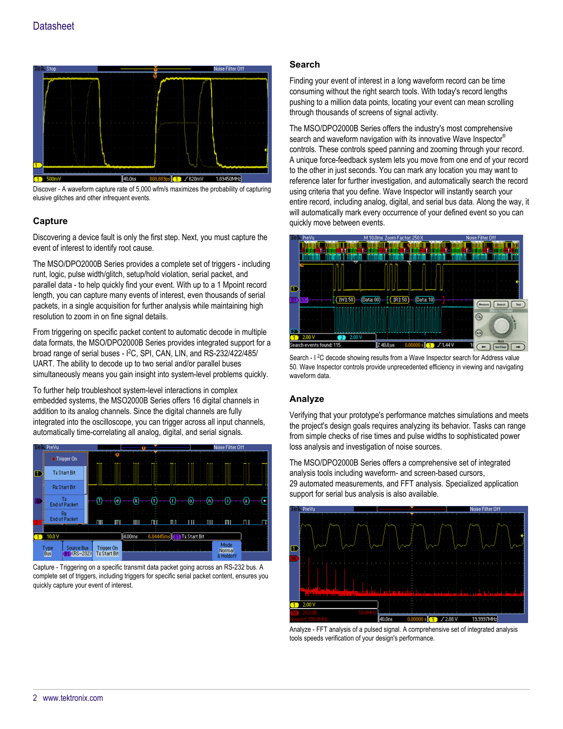Discover - A waveform capture rate of 5,000 wfm/s maximizes the probability of capturing elusive glitches and other infrequent events.

## Capture

Discovering a device fault is only the first step. Next, you must capture the event of interest to identify root cause.

The MSO/DPO2000B Series provides a complete set of triggers - including runt, logic, pulse width/glitch, setup/hold violation, serial packet, and parallel data - to help quickly find your event. With up to a 1 Mpoint record length, you can capture many events of interest, even thousands of serial packets, in a single acquisition for further analysis while maintaining high resolution to zoom in on fine signal details.

From triggering on specific packet content to automatic decode in multiple data formats, the MSO/DPO2000B Series provides integrated support for a broad range of serial buses - I$^2$C, SPI, CAN, LIN, and RS-232/422/485/UART. The ability to decode up to two serial and/or parallel buses simultaneously means you gain insight into system-level problems quickly.

To further help troubleshoot system-level interactions in complex embedded systems, the MSO2000B Series offers 16 digital channels in addition to its analog channels. Since the digital channels are fully integrated into the oscilloscope, you can trigger across all input channels, automatically time-correlating all analog, digital, and serial signals.

Capture - Triggering on a specific transmit data packet going across an RS-232 bus. A complete set of triggers, including triggers for specific serial packet content, ensures you quickly capture your event of interest.

## Search

Finding your event of interest in a long waveform record can be time consuming without the right search tools. With today's record lengths pushing to a million data points, locating your event can mean scrolling through thousands of screens of signal activity.

The MSO/DPO2000B Series offers the industry's most comprehensive search and waveform navigation with its innovative Wave Inspector® controls. These controls speed panning and zooming through your record. A unique force-feedback system lets you move from one end of your record to the other in just seconds. You can mark any location you may want to reference later for further investigation, and automatically search the record using criteria that you define. Wave Inspector will instantly search your entire record, including analog, digital, and serial bus data. Along the way, it will automatically mark every occurrence of your defined event so you can quickly move between events.

Search - I$^2$C decode showing results from a Wave Inspector search for Address value 50. Wave Inspector controls provide unprecedented efficiency in viewing and navigating waveform data.

## Analyze

Verifying that your prototype's performance matches simulations and meets the project's design goals requires analyzing its behavior. Tasks can range from simple checks of rise times and pulse widths to sophisticated power loss analysis and investigation of noise sources.

The MSO/DPO2000B Series offers a comprehensive set of integrated analysis tools including waveform- and screen-based cursors, 29 automated measurements, and FFT analysis. Specialized application support for serial bus analysis is also available.

Analyze - FFT analysis of a pulsed signal. A comprehensive set of integrated analysis tools speeds verification of your design's performance.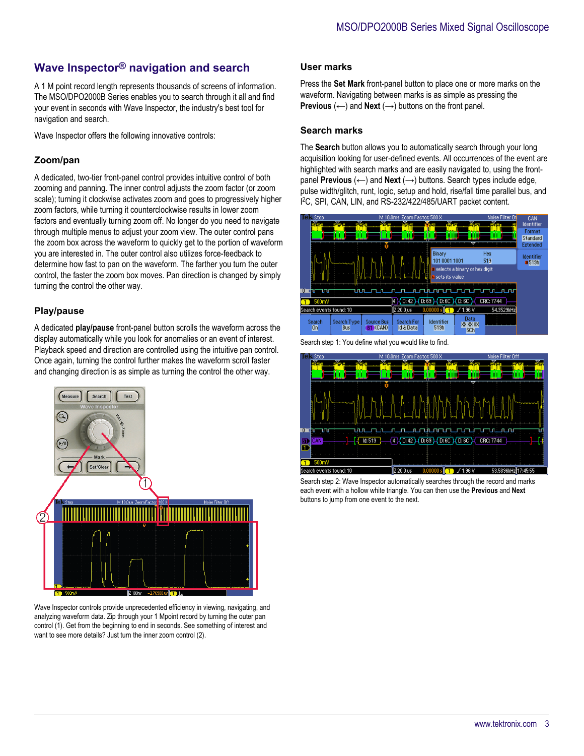## Wave Inspector® navigation and search

A 1 M point record length represents thousands of screens of information. The MSO/DPO2000B Series enables you to search through it all and find your event in seconds with Wave Inspector, the industry's best tool for navigation and search.

Wave Inspector offers the following innovative controls:

### Zoom/pan

A dedicated, two-tier front-panel control provides intuitive control of both zooming and panning. The inner control adjusts the zoom factor (or zoom scale); turning it clockwise activates zoom and goes to progressively higher zoom factors, while turning it counterclockwise results in lower zoom factors and eventually turning zoom off. No longer do you need to navigate through multiple menus to adjust your zoom view. The outer control pans the zoom box across the waveform to quickly get to the portion of waveform you are interested in. The outer control also utilizes force-feedback to determine how fast to pan on the waveform. The farther you turn the outer control, the faster the zoom box moves. Pan direction is changed by simply turning the control the other way.

### Play/pause

A dedicated **play/pause** front-panel button scrolls the waveform across the display automatically while you look for anomalies or an event of interest. Playback speed and direction are controlled using the intuitive pan control. Once again, turning the control further makes the waveform scroll faster and changing direction is as simple as turning the control the other way.

Wave Inspector controls provide unprecedented efficiency in viewing, navigating, and analyzing waveform data. Zip through your 1 Mpoint record by turning the outer pan control (1). Get from the beginning to end in seconds. See something of interest and want to see more details? Just turn the inner zoom control (2).

### User marks

Press the **Set Mark** front-panel button to place one or more marks on the waveform. Navigating between marks is as simple as pressing the **Previous** (←) and **Next** (→) buttons on the front panel.

### Search marks

The **Search** button allows you to automatically search through your long acquisition looking for user-defined events. All occurrences of the event are highlighted with search marks and are easily navigated to, using the front-panel **Previous** (←) and **Next** (→) buttons. Search types include edge, pulse width/glitch, runt, logic, setup and hold, rise/fall time parallel bus, and I²C, SPI, CAN, LIN, and RS-232/422/485/UART packet content.

Search step 1: You define what you would like to find.

Search step 2: Wave Inspector automatically searches through the record and marks each event with a hollow white triangle. You can then use the **Previous** and **Next** buttons to jump from one event to the next.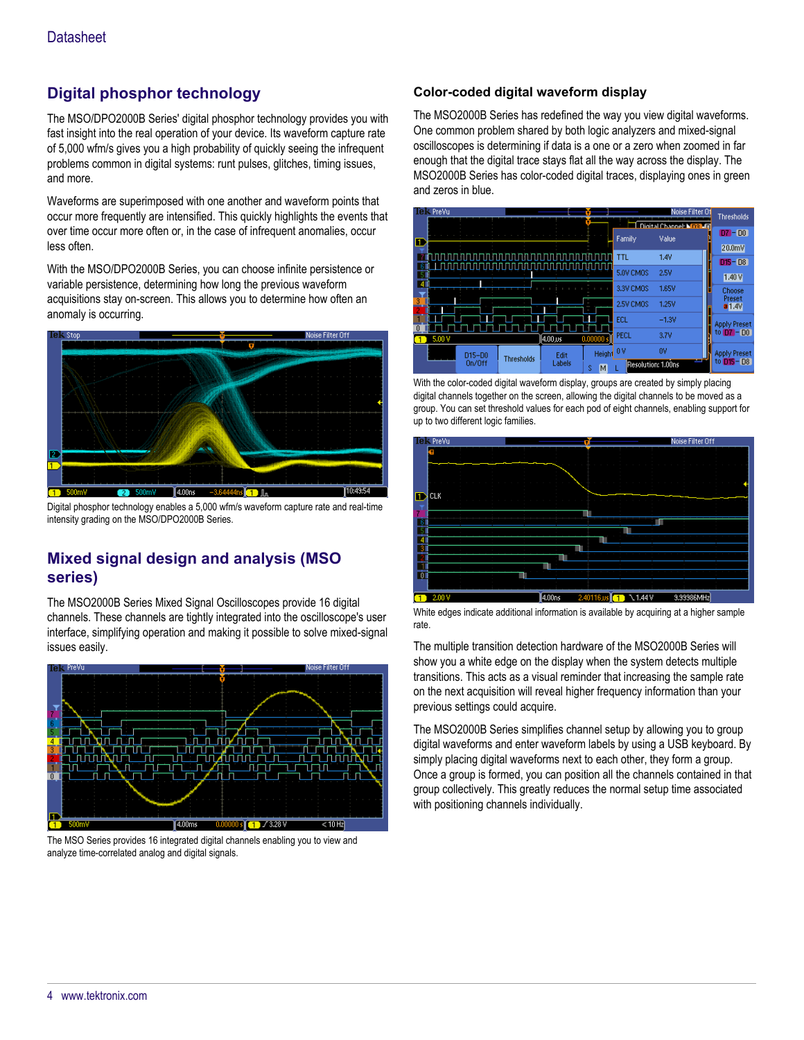## Digital phosphor technology

The MSO/DPO2000B Series' digital phosphor technology provides you with fast insight into the real operation of your device. Its waveform capture rate of 5,000 wfm/s gives you a high probability of quickly seeing the infrequent problems common in digital systems: runt pulses, glitches, timing issues, and more.

Waveforms are superimposed with one another and waveform points that occur more frequently are intensified. This quickly highlights the events that over time occur more often or, in the case of infrequent anomalies, occur less often.

With the MSO/DPO2000B Series, you can choose infinite persistence or variable persistence, determining how long the previous waveform acquisitions stay on-screen. This allows you to determine how often an anomaly is occurring.

Digital phosphor technology enables a 5,000 wfm/s waveform capture rate and real-time intensity grading on the MSO/DPO2000B Series.

## Mixed signal design and analysis (MSO series)

The MSO2000B Series Mixed Signal Oscilloscopes provide 16 digital channels. These channels are tightly integrated into the oscilloscope's user interface, simplifying operation and making it possible to solve mixed-signal issues easily.

The MSO Series provides 16 integrated digital channels enabling you to view and analyze time-correlated analog and digital signals.

### Color-coded digital waveform display

The MSO2000B Series has redefined the way you view digital waveforms. One common problem shared by both logic analyzers and mixed-signal oscilloscopes is determining if data is a one or a zero when zoomed in far enough that the digital trace stays flat all the way across the display. The MSO2000B Series has color-coded digital traces, displaying ones in green and zeros in blue.

With the color-coded digital waveform display, groups are created by simply placing digital channels together on the screen, allowing the digital channels to be moved as a group. You can set threshold values for each pod of eight channels, enabling support for up to two different logic families.

White edges indicate additional information is available by acquiring at a higher sample rate.

The multiple transition detection hardware of the MSO2000B Series will show you a white edge on the display when the system detects multiple transitions. This acts as a visual reminder that increasing the sample rate on the next acquisition will reveal higher frequency information than your previous settings could acquire.

The MSO2000B Series simplifies channel setup by allowing you to group digital waveforms and enter waveform labels by using a USB keyboard. By simply placing digital waveforms next to each other, they form a group. Once a group is formed, you can position all the channels contained in that group collectively. This greatly reduces the normal setup time associated with positioning channels individually.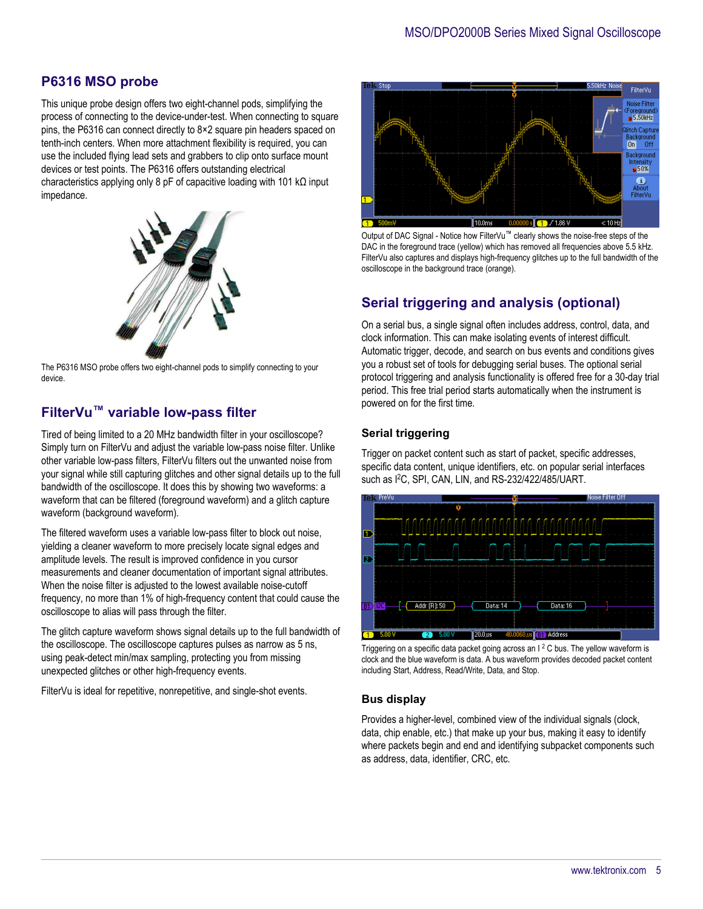## P6316 MSO probe

This unique probe design offers two eight-channel pods, simplifying the process of connecting to the device-under-test. When connecting to square pins, the P6316 can connect directly to 8×2 square pin headers spaced on tenth-inch centers. When more attachment flexibility is required, you can use the included flying lead sets and grabbers to clip onto surface mount devices or test points. The P6316 offers outstanding electrical characteristics applying only 8 pF of capacitive loading with 101 kΩ input impedance.

The P6316 MSO probe offers two eight-channel pods to simplify connecting to your device.

## FilterVu™ variable low-pass filter

Tired of being limited to a 20 MHz bandwidth filter in your oscilloscope? Simply turn on FilterVu and adjust the variable low-pass noise filter. Unlike other variable low-pass filters, FilterVu filters out the unwanted noise from your signal while still capturing glitches and other signal details up to the full bandwidth of the oscilloscope. It does this by showing two waveforms: a waveform that can be filtered (foreground waveform) and a glitch capture waveform (background waveform).

The filtered waveform uses a variable low-pass filter to block out noise, yielding a cleaner waveform to more precisely locate signal edges and amplitude levels. The result is improved confidence in you cursor measurements and cleaner documentation of important signal attributes. When the noise filter is adjusted to the lowest available noise-cutoff frequency, no more than 1% of high-frequency content that could cause the oscilloscope to alias will pass through the filter.

The glitch capture waveform shows signal details up to the full bandwidth of the oscilloscope. The oscilloscope captures pulses as narrow as 5 ns, using peak-detect min/max sampling, protecting you from missing unexpected glitches or other high-frequency events.

FilterVu is ideal for repetitive, nonrepetitive, and single-shot events.

Output of DAC Signal - Notice how FilterVu™ clearly shows the noise-free steps of the DAC in the foreground trace (yellow) which has removed all frequencies above 5.5 kHz. FilterVu also captures and displays high-frequency glitches up to the full bandwidth of the oscilloscope in the background trace (orange).

## Serial triggering and analysis (optional)

On a serial bus, a single signal often includes address, control, data, and clock information. This can make isolating events of interest difficult. Automatic trigger, decode, and search on bus events and conditions gives you a robust set of tools for debugging serial buses. The optional serial protocol triggering and analysis functionality is offered free for a 30-day trial period. This free trial period starts automatically when the instrument is powered on for the first time.

### Serial triggering

Trigger on packet content such as start of packet, specific addresses, specific data content, unique identifiers, etc. on popular serial interfaces such as I$^2$C, SPI, CAN, LIN, and RS-232/422/485/UART.

Triggering on a specific data packet going across an I$^2$C bus. The yellow waveform is clock and the blue waveform is data. A bus waveform provides decoded packet content including Start, Address, Read/Write, Data, and Stop.

### Bus display

Provides a higher-level, combined view of the individual signals (clock, data, chip enable, etc.) that make up your bus, making it easy to identify where packets begin and end and identifying subpacket components such as address, data, identifier, CRC, etc.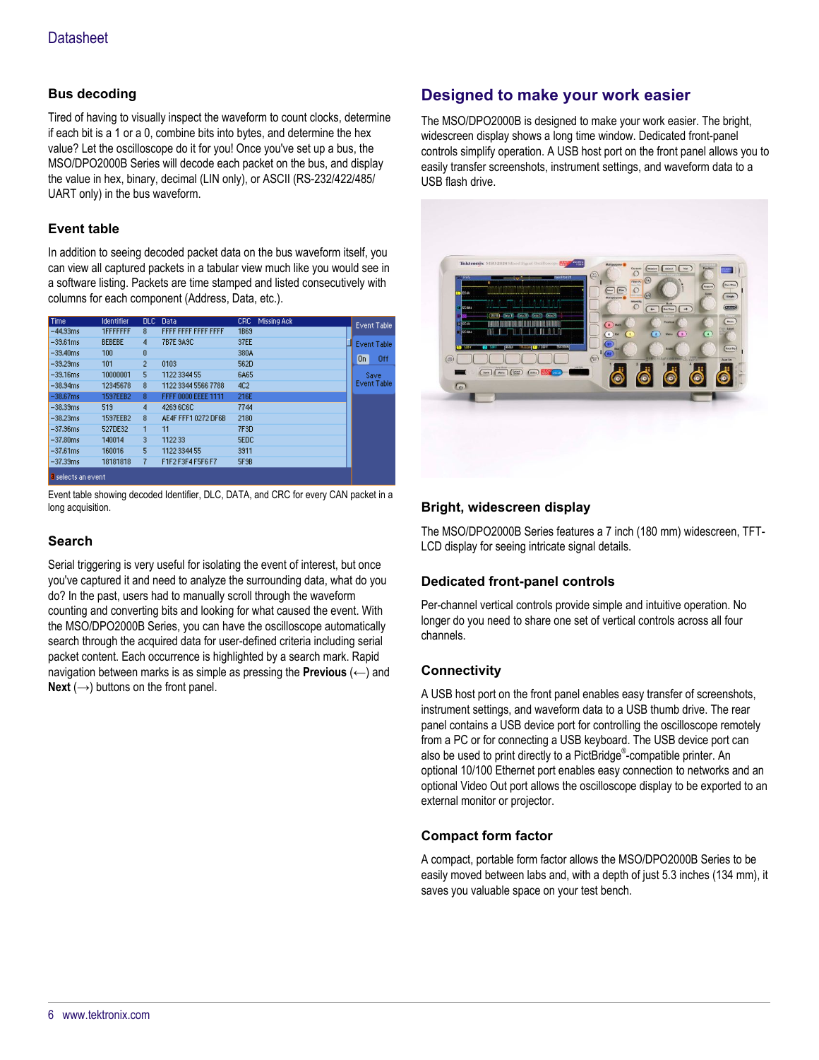## Bus decoding

Tired of having to visually inspect the waveform to count clocks, determine if each bit is a 1 or a 0, combine bits into bytes, and determine the hex value? Let the oscilloscope do it for you! Once you've set up a bus, the MSO/DPO2000B Series will decode each packet on the bus, and display the value in hex, binary, decimal (LIN only), or ASCII (RS-232/422/485/ UART only) in the bus waveform.

## Event table

In addition to seeing decoded packet data on the bus waveform itself, you can view all captured packets in a tabular view much like you would see in a software listing. Packets are time stamped and listed consecutively with columns for each component (Address, Data, etc.).

Event table showing decoded Identifier, DLC, DATA, and CRC for every CAN packet in a long acquisition.

## Search

Serial triggering is very useful for isolating the event of interest, but once you've captured it and need to analyze the surrounding data, what do you do? In the past, users had to manually scroll through the waveform counting and converting bits and looking for what caused the event. With the MSO/DPO2000B Series, you can have the oscilloscope automatically search through the acquired data for user-defined criteria including serial packet content. Each occurrence is highlighted by a search mark. Rapid navigation between marks is as simple as pressing the **Previous** (⟵) and **Next** (⟶) buttons on the front panel.

## Designed to make your work easier

The MSO/DPO2000B is designed to make your work easier. The bright, widescreen display shows a long time window. Dedicated front-panel controls simplify operation. A USB host port on the front panel allows you to easily transfer screenshots, instrument settings, and waveform data to a USB flash drive.

### Bright, widescreen display

The MSO/DPO2000B Series features a 7 inch (180 mm) widescreen, TFT-LCD display for seeing intricate signal details.

### Dedicated front-panel controls

Per-channel vertical controls provide simple and intuitive operation. No longer do you need to share one set of vertical controls across all four channels.

### Connectivity

A USB host port on the front panel enables easy transfer of screenshots, instrument settings, and waveform data to a USB thumb drive. The rear panel contains a USB device port for controlling the oscilloscope remotely from a PC or for connecting a USB keyboard. The USB device port can also be used to print directly to a PictBridge®-compatible printer. An optional 10/100 Ethernet port enables easy connection to networks and an optional Video Out port allows the oscilloscope display to be exported to an external monitor or projector.

### Compact form factor

A compact, portable form factor allows the MSO/DPO2000B Series to be easily moved between labs and, with a depth of just 5.3 inches (134 mm), it saves you valuable space on your test bench.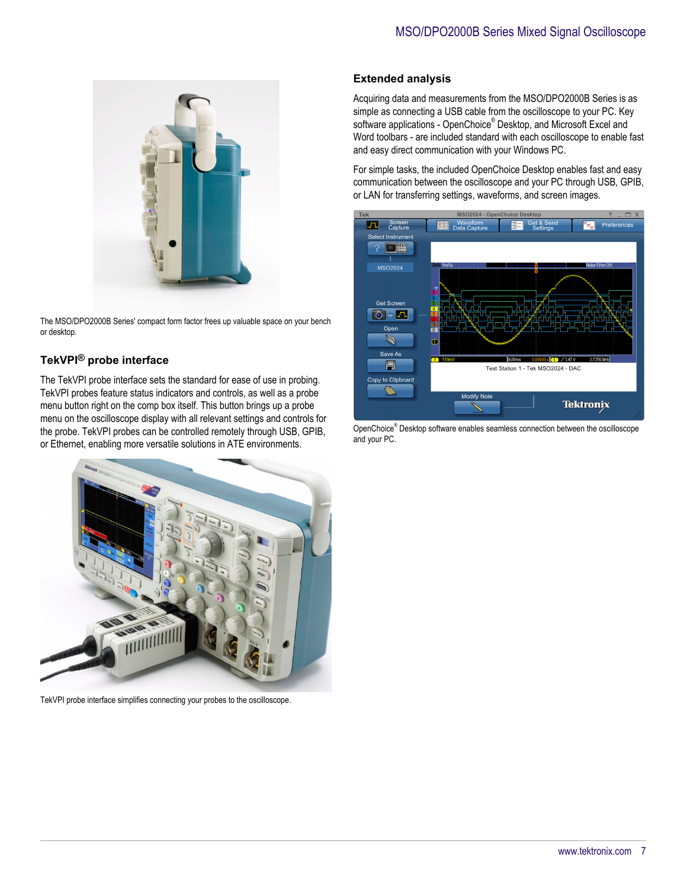The MSO/DPO2000B Series' compact form factor frees up valuable space on your bench or desktop.

## TekVPI® probe interface

The TekVPI probe interface sets the standard for ease of use in probing. TekVPI probes feature status indicators and controls, as well as a probe menu button right on the comp box itself. This button brings up a probe menu on the oscilloscope display with all relevant settings and controls for the probe. TekVPI probes can be controlled remotely through USB, GPIB, or Ethernet, enabling more versatile solutions in ATE environments.

TekVPI probe interface simplifies connecting your probes to the oscilloscope.

## Extended analysis

Acquiring data and measurements from the MSO/DPO2000B Series is as simple as connecting a USB cable from the oscilloscope to your PC. Key software applications - OpenChoice® Desktop, and Microsoft Excel and Word toolbars - are included standard with each oscilloscope to enable fast and easy direct communication with your Windows PC.

For simple tasks, the included OpenChoice Desktop enables fast and easy communication between the oscilloscope and your PC through USB, GPIB, or LAN for transferring settings, waveforms, and screen images.

OpenChoice® Desktop software enables seamless connection between the oscilloscope and your PC.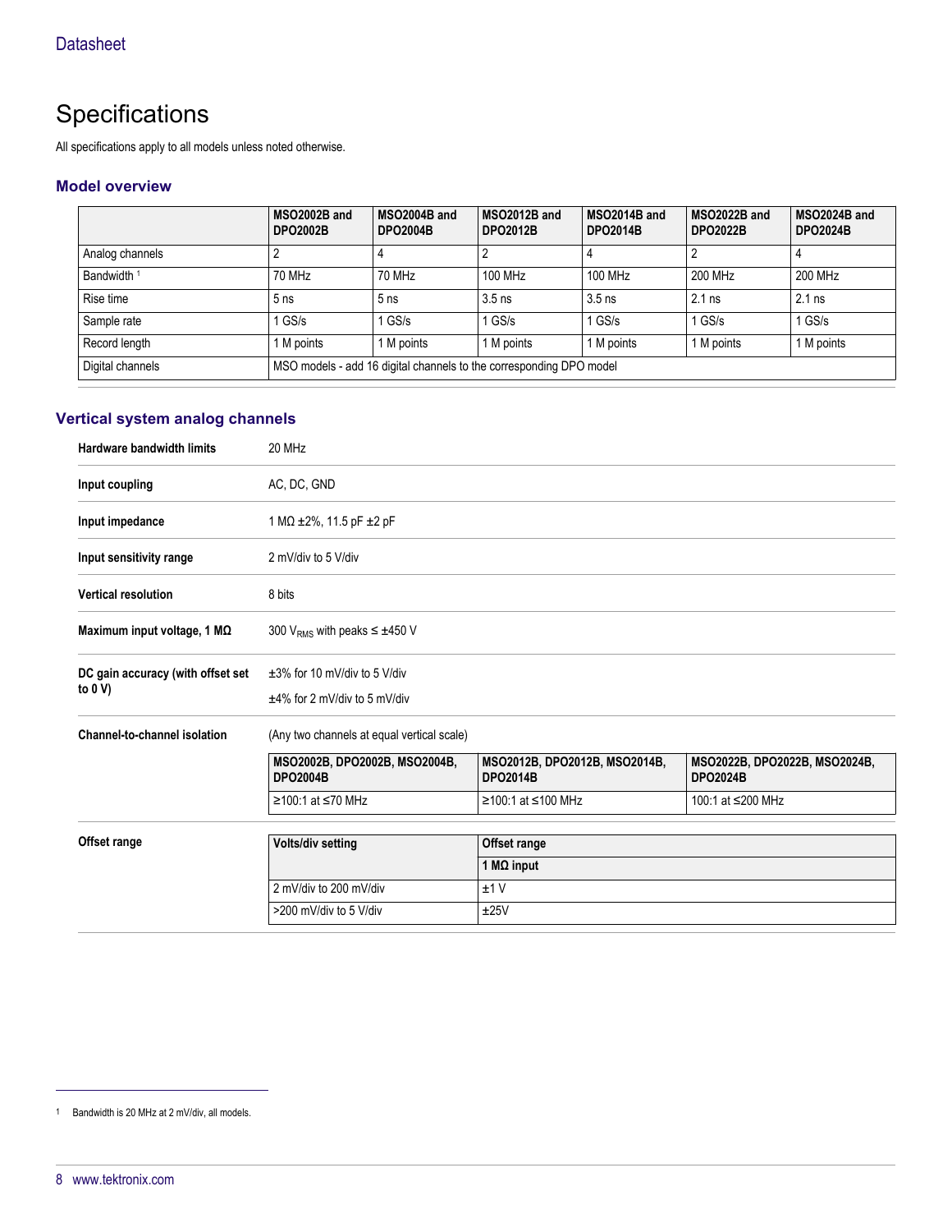# Specifications

All specifications apply to all models unless noted otherwise.

## Model overview

| | MSO2002B and DPO2002B | MSO2004B and DPO2004B | MSO2012B and DPO2012B | MSO2014B and DPO2014B | MSO2022B and DPO2022B | MSO2024B and DPO2024B |
|---|---|---|---|---|---|---|
| Analog channels | 2 | 4 | 2 | 4 | 2 | 4 |
| Bandwidth [1] | 70 MHz | 70 MHz | 100 MHz | 100 MHz | 200 MHz | 200 MHz |
| Rise time | 5 ns | 5 ns | 3.5 ns | 3.5 ns | 2.1 ns | 2.1 ns |
| Sample rate | 1 GS/s | 1 GS/s | 1 GS/s | 1 GS/s | 1 GS/s | 1 GS/s |
| Record length | 1 M points | 1 M points | 1 M points | 1 M points | 1 M points | 1 M points |
| Digital channels | MSO models - add 16 digital channels to the corresponding DPO model | | | | | |

## Vertical system analog channels

**Hardware bandwidth limits**
20 MHz

**Input coupling**
AC, DC, GND

**Input impedance**
1 MΩ ±2%, 11.5 pF ±2 pF

**Input sensitivity range**
2 mV/div to 5 V/div

**Vertical resolution**
8 bits

**Maximum input voltage, 1 MΩ**
300 $V_{RMS}$ with peaks ≤ ±450 V

**DC gain accuracy (with offset set to 0 V)**
±3% for 10 mV/div to 5 V/div

±4% for 2 mV/div to 5 mV/div

**Channel-to-channel isolation**
(Any two channels at equal vertical scale)

| MSO2002B, DPO2002B, MSO2004B, DPO2004B | MSO2012B, DPO2012B, MSO2014B, DPO2014B | MSO2022B, DPO2022B, MSO2024B, DPO2024B |
|---|---|---|
| ≥100:1 at ≤70 MHz | ≥100:1 at ≤100 MHz | 100:1 at ≤200 MHz |

**Offset range**

| Volts/div setting | Offset range |
|---|---|
| | 1 MΩ input |
| 2 mV/div to 200 mV/div | ±1 V |
| >200 mV/div to 5 V/div | ±25V |

[1] Bandwidth is 20 MHz at 2 mV/div, all models.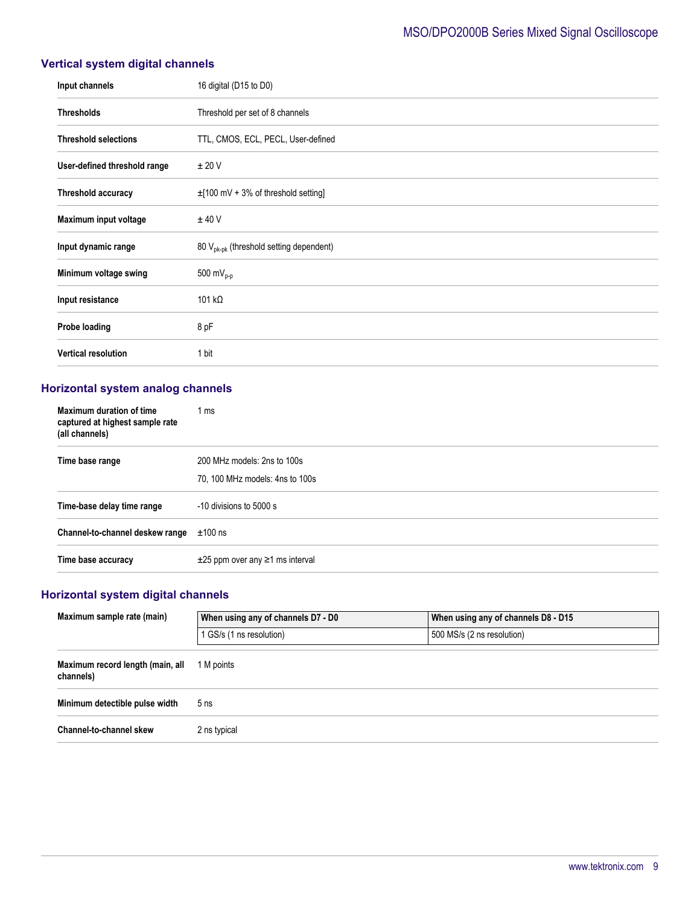## Vertical system digital channels

| | |
|---|---|
| **Input channels** | 16 digital (D15 to D0) |
| **Thresholds** | Threshold per set of 8 channels |
| **Threshold selections** | TTL, CMOS, ECL, PECL, User-defined |
| **User-defined threshold range** | ± 20 V |
| **Threshold accuracy** | ±[100 mV + 3% of threshold setting] |
| **Maximum input voltage** | ± 40 V |
| **Input dynamic range** | 80 $V_{pk-pk}$ (threshold setting dependent) |
| **Minimum voltage swing** | 500 $mV_{p-p}$ |
| **Input resistance** | 101 kΩ |
| **Probe loading** | 8 pF |
| **Vertical resolution** | 1 bit |

## Horizontal system analog channels

| | |
|---|---|
| **Maximum duration of time captured at highest sample rate (all channels)** | 1 ms |
| **Time base range** | 200 MHz models: 2ns to 100s<br>70, 100 MHz models: 4ns to 100s |
| **Time-base delay time range** | -10 divisions to 5000 s |
| **Channel-to-channel deskew range** | ±100 ns |
| **Time base accuracy** | ±25 ppm over any ≥1 ms interval |

## Horizontal system digital channels

| | When using any of channels D7 - D0 | When using any of channels D8 - D15 |
|---|---|---|
| **Maximum sample rate (main)** | 1 GS/s (1 ns resolution) | 500 MS/s (2 ns resolution) |
| **Maximum record length (main, all channels)** | 1 M points | |
| **Minimum detectible pulse width** | 5 ns | |
| **Channel-to-channel skew** | 2 ns typical | |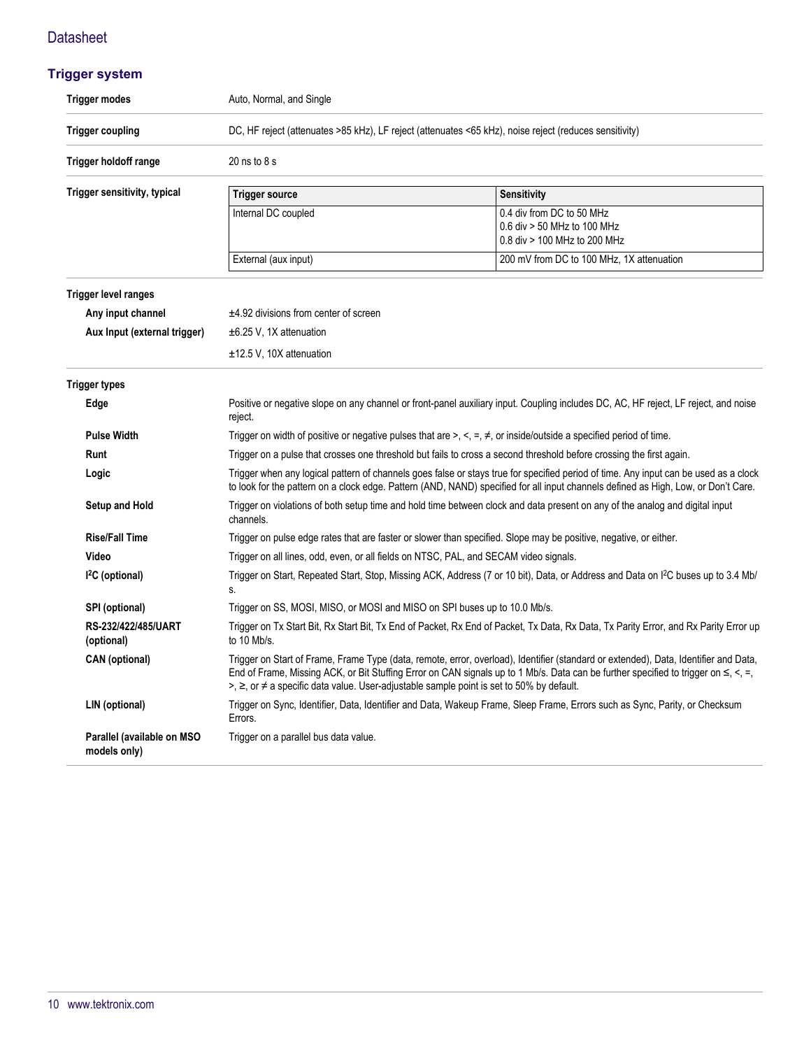## Trigger system

| | |
|---|---|
| **Trigger modes** | Auto, Normal, and Single |
| **Trigger coupling** | DC, HF reject (attenuates >85 kHz), LF reject (attenuates <65 kHz), noise reject (reduces sensitivity) |
| **Trigger holdoff range** | 20 ns to 8 s |

**Trigger sensitivity, typical**

| Trigger source | Sensitivity |
|---|---|
| Internal DC coupled | 0.4 div from DC to 50 MHz<br>0.6 div > 50 MHz to 100 MHz<br>0.8 div > 100 MHz to 200 MHz |
| External (aux input) | 200 mV from DC to 100 MHz, 1X attenuation |

**Trigger level ranges**

| | |
|---|---|
| **Any input channel** | ±4.92 divisions from center of screen |
| **Aux Input (external trigger)** | ±6.25 V, 1X attenuation<br>±12.5 V, 10X attenuation |

**Trigger types**

| | |
|---|---|
| **Edge** | Positive or negative slope on any channel or front-panel auxiliary input. Coupling includes DC, AC, HF reject, LF reject, and noise reject. |
| **Pulse Width** | Trigger on width of positive or negative pulses that are >, <, =, ≠, or inside/outside a specified period of time. |
| **Runt** | Trigger on a pulse that crosses one threshold but fails to cross a second threshold before crossing the first again. |
| **Logic** | Trigger when any logical pattern of channels goes false or stays true for specified period of time. Any input can be used as a clock to look for the pattern on a clock edge. Pattern (AND, NAND) specified for all input channels defined as High, Low, or Don't Care. |
| **Setup and Hold** | Trigger on violations of both setup time and hold time between clock and data present on any of the analog and digital input channels. |
| **Rise/Fall Time** | Trigger on pulse edge rates that are faster or slower than specified. Slope may be positive, negative, or either. |
| **Video** | Trigger on all lines, odd, even, or all fields on NTSC, PAL, and SECAM video signals. |
| **I²C (optional)** | Trigger on Start, Repeated Start, Stop, Missing ACK, Address (7 or 10 bit), Data, or Address and Data on I²C buses up to 3.4 Mb/s. |
| **SPI (optional)** | Trigger on SS, MOSI, MISO, or MOSI and MISO on SPI buses up to 10.0 Mb/s. |
| **RS-232/422/485/UART (optional)** | Trigger on Tx Start Bit, Rx Start Bit, Tx End of Packet, Rx End of Packet, Tx Data, Rx Data, Tx Parity Error, and Rx Parity Error up to 10 Mb/s. |
| **CAN (optional)** | Trigger on Start of Frame, Frame Type (data, remote, error, overload), Identifier (standard or extended), Data, Identifier and Data, End of Frame, Missing ACK, or Bit Stuffing Error on CAN signals up to 1 Mb/s. Data can be further specified to trigger on ≤, <, =, >, ≥, or ≠ a specific data value. User-adjustable sample point is set to 50% by default. |
| **LIN (optional)** | Trigger on Sync, Identifier, Data, Identifier and Data, Wakeup Frame, Sleep Frame, Errors such as Sync, Parity, or Checksum Errors. |
| **Parallel (available on MSO models only)** | Trigger on a parallel bus data value. |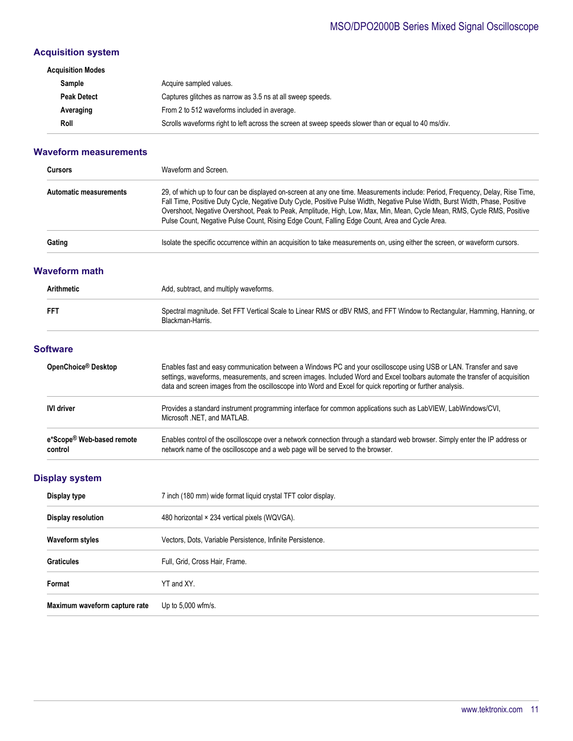## Acquisition system

| Acquisition Modes | |
|---|---|
| Sample | Acquire sampled values. |
| Peak Detect | Captures glitches as narrow as 3.5 ns at all sweep speeds. |
| Averaging | From 2 to 512 waveforms included in average. |
| Roll | Scrolls waveforms right to left across the screen at sweep speeds slower than or equal to 40 ms/div. |

## Waveform measurements

| | |
|---|---|
| **Cursors** | Waveform and Screen. |
| **Automatic measurements** | 29, of which up to four can be displayed on-screen at any one time. Measurements include: Period, Frequency, Delay, Rise Time, Fall Time, Positive Duty Cycle, Negative Duty Cycle, Positive Pulse Width, Negative Pulse Width, Burst Width, Phase, Positive Overshoot, Negative Overshoot, Peak to Peak, Amplitude, High, Low, Max, Min, Mean, Cycle Mean, RMS, Cycle RMS, Positive Pulse Count, Negative Pulse Count, Rising Edge Count, Falling Edge Count, Area and Cycle Area. |
| **Gating** | Isolate the specific occurrence within an acquisition to take measurements on, using either the screen, or waveform cursors. |

## Waveform math

| | |
|---|---|
| **Arithmetic** | Add, subtract, and multiply waveforms. |
| **FFT** | Spectral magnitude. Set FFT Vertical Scale to Linear RMS or dBV RMS, and FFT Window to Rectangular, Hamming, Hanning, or Blackman-Harris. |

## Software

| | |
|---|---|
| **OpenChoice® Desktop** | Enables fast and easy communication between a Windows PC and your oscilloscope using USB or LAN. Transfer and save settings, waveforms, measurements, and screen images. Included Word and Excel toolbars automate the transfer of acquisition data and screen images from the oscilloscope into Word and Excel for quick reporting or further analysis. |
| **IVI driver** | Provides a standard instrument programming interface for common applications such as LabVIEW, LabWindows/CVI, Microsoft .NET, and MATLAB. |
| **e*Scope® Web-based remote control** | Enables control of the oscilloscope over a network connection through a standard web browser. Simply enter the IP address or network name of the oscilloscope and a web page will be served to the browser. |

## Display system

| | |
|---|---|
| **Display type** | 7 inch (180 mm) wide format liquid crystal TFT color display. |
| **Display resolution** | 480 horizontal × 234 vertical pixels (WQVGA). |
| **Waveform styles** | Vectors, Dots, Variable Persistence, Infinite Persistence. |
| **Graticules** | Full, Grid, Cross Hair, Frame. |
| **Format** | YT and XY. |
| **Maximum waveform capture rate** | Up to 5,000 wfm/s. |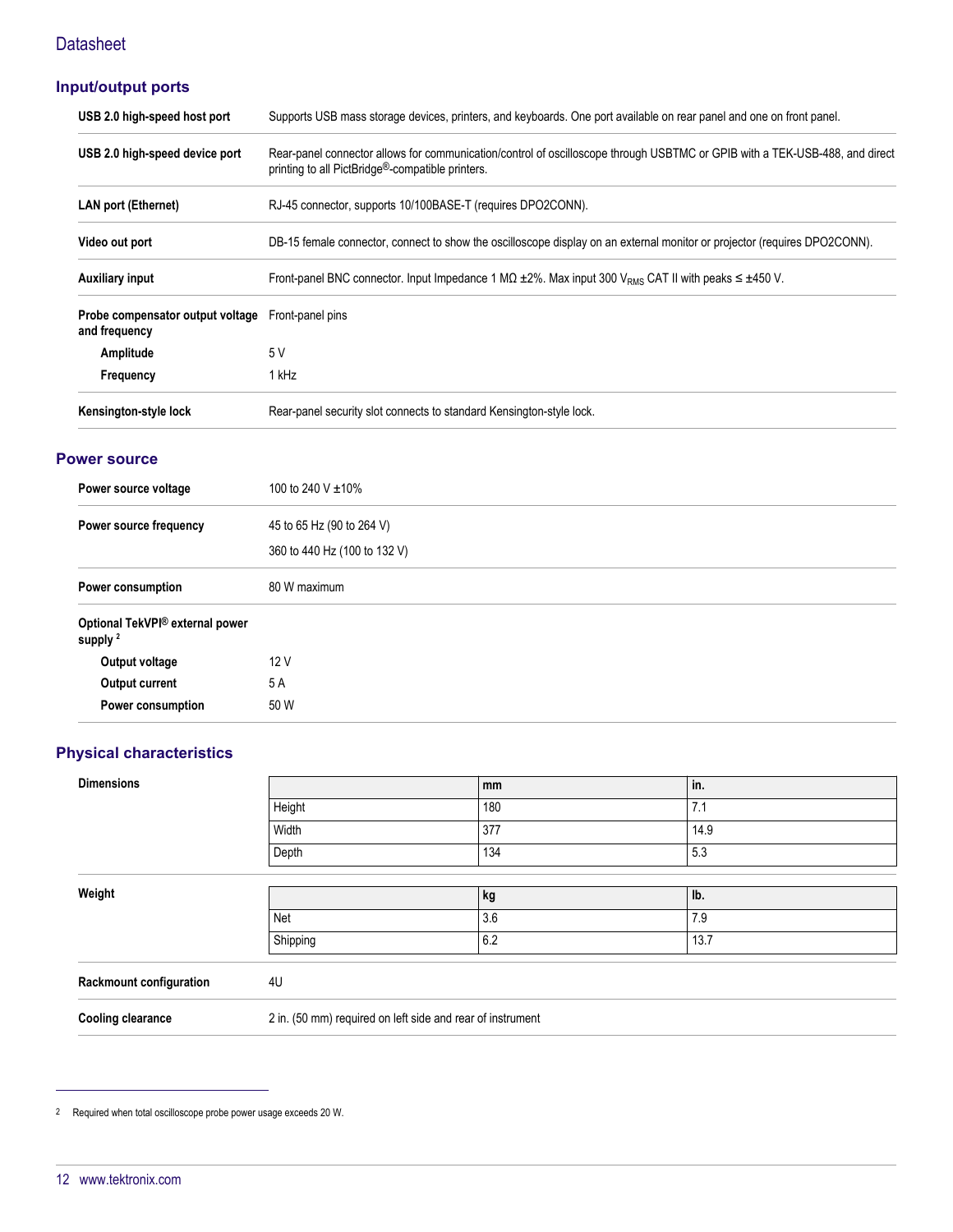## Input/output ports

| | |
|---|---|
| **USB 2.0 high-speed host port** | Supports USB mass storage devices, printers, and keyboards. One port available on rear panel and one on front panel. |
| **USB 2.0 high-speed device port** | Rear-panel connector allows for communication/control of oscilloscope through USBTMC or GPIB with a TEK-USB-488, and direct printing to all PictBridge®-compatible printers. |
| **LAN port (Ethernet)** | RJ-45 connector, supports 10/100BASE-T (requires DPO2CONN). |
| **Video out port** | DB-15 female connector, connect to show the oscilloscope display on an external monitor or projector (requires DPO2CONN). |
| **Auxiliary input** | Front-panel BNC connector. Input Impedance 1 MΩ ±2%. Max input 300 $V_{RMS}$ CAT II with peaks ≤ ±450 V. |
| **Probe compensator output voltage and frequency** | Front-panel pins |
| **Amplitude** | 5 V |
| **Frequency** | 1 kHz |
| **Kensington-style lock** | Rear-panel security slot connects to standard Kensington-style lock. |

## Power source

| | |
|---|---|
| **Power source voltage** | 100 to 240 V ±10% |
| **Power source frequency** | 45 to 65 Hz (90 to 264 V)<br>360 to 440 Hz (100 to 132 V) |
| **Power consumption** | 80 W maximum |
| **Optional TekVPI® external power supply** [2] | |
| **Output voltage** | 12 V |
| **Output current** | 5 A |
| **Power consumption** | 50 W |

## Physical characteristics

**Dimensions**

| | mm | in. |
|---|---|---|
| Height | 180 | 7.1 |
| Width | 377 | 14.9 |
| Depth | 134 | 5.3 |

**Weight**

| | kg | lb. |
|---|---|---|
| Net | 3.6 | 7.9 |
| Shipping | 6.2 | 13.7 |

| | |
|---|---|
| **Rackmount configuration** | 4U |
| **Cooling clearance** | 2 in. (50 mm) required on left side and rear of instrument |

---

[2] Required when total oscilloscope probe power usage exceeds 20 W.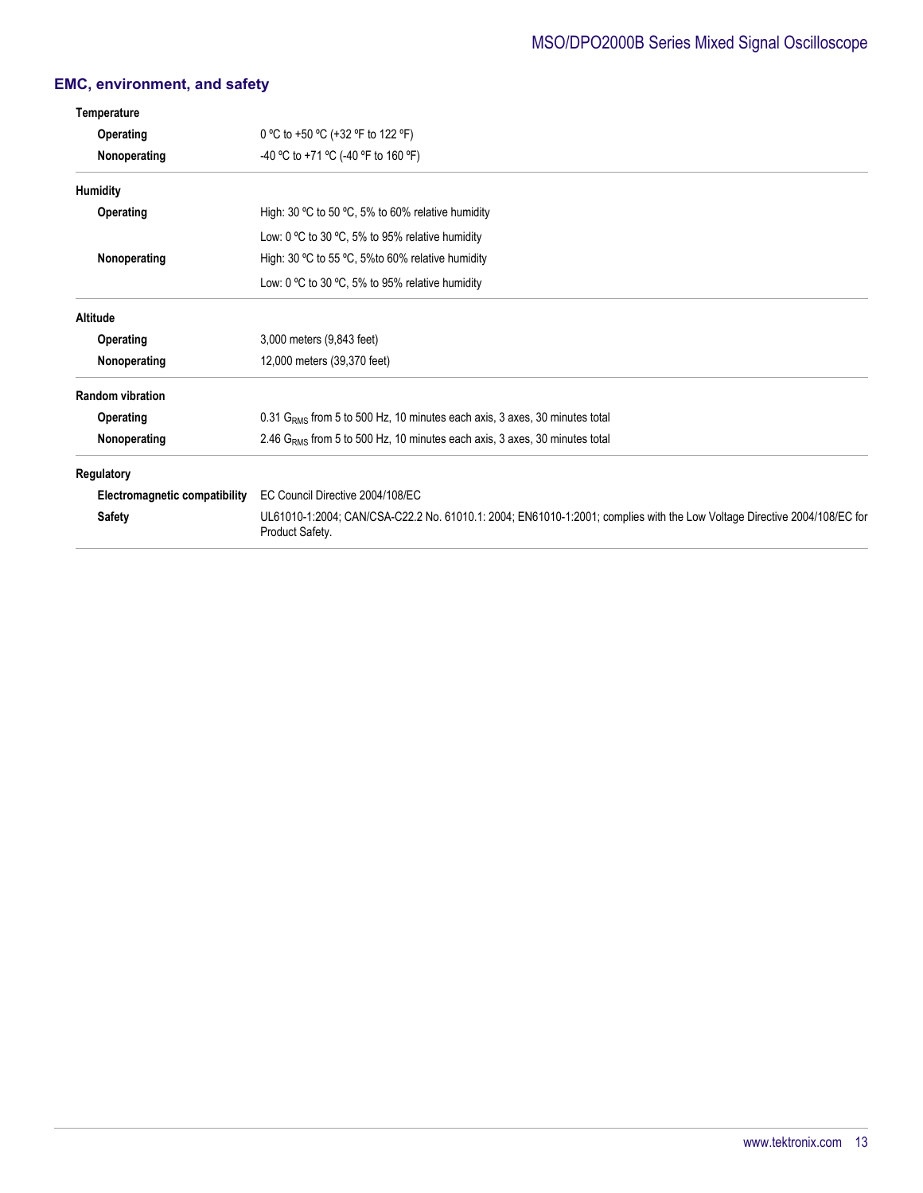## EMC, environment, and safety

**Temperature**

| | |
|---|---|
| **Operating** | 0 ºC to +50 ºC (+32 ºF to 122 ºF) |
| **Nonoperating** | -40 ºC to +71 ºC (-40 ºF to 160 ºF) |

**Humidity**

| | |
|---|---|
| **Operating** | High: 30 ºC to 50 ºC, 5% to 60% relative humidity |
| | Low: 0 ºC to 30 ºC, 5% to 95% relative humidity |
| **Nonoperating** | High: 30 ºC to 55 ºC, 5%to 60% relative humidity |
| | Low: 0 ºC to 30 ºC, 5% to 95% relative humidity |

**Altitude**

| | |
|---|---|
| **Operating** | 3,000 meters (9,843 feet) |
| **Nonoperating** | 12,000 meters (39,370 feet) |

**Random vibration**

| | |
|---|---|
| **Operating** | 0.31 $G_{RMS}$ from 5 to 500 Hz, 10 minutes each axis, 3 axes, 30 minutes total |
| **Nonoperating** | 2.46 $G_{RMS}$ from 5 to 500 Hz, 10 minutes each axis, 3 axes, 30 minutes total |

**Regulatory**

| | |
|---|---|
| **Electromagnetic compatibility** | EC Council Directive 2004/108/EC |
| **Safety** | UL61010-1:2004; CAN/CSA-C22.2 No. 61010.1: 2004; EN61010-1:2001; complies with the Low Voltage Directive 2004/108/EC for Product Safety. |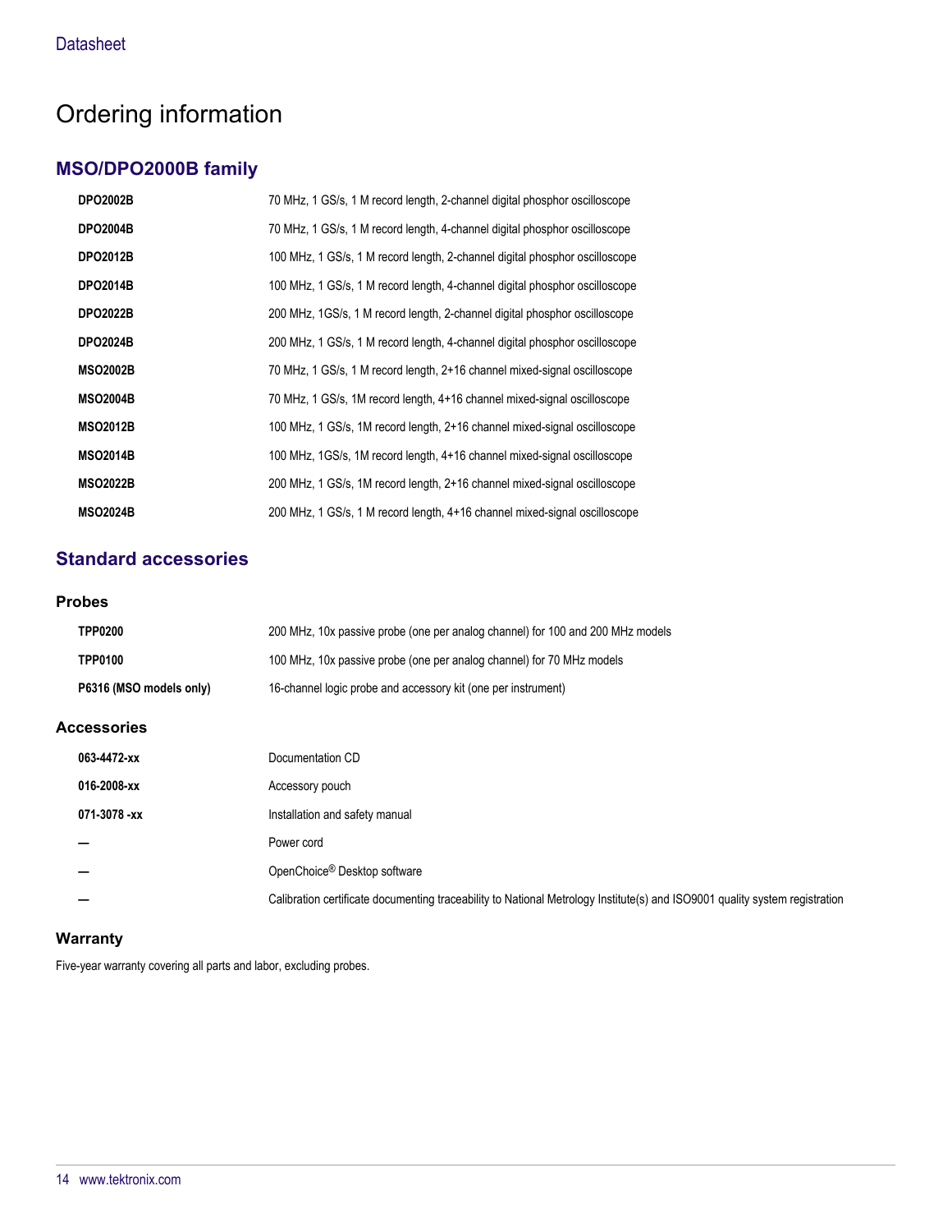# Ordering information

## MSO/DPO2000B family

| | |
|---|---|
| **DPO2002B** | 70 MHz, 1 GS/s, 1 M record length, 2-channel digital phosphor oscilloscope |
| **DPO2004B** | 70 MHz, 1 GS/s, 1 M record length, 4-channel digital phosphor oscilloscope |
| **DPO2012B** | 100 MHz, 1 GS/s, 1 M record length, 2-channel digital phosphor oscilloscope |
| **DPO2014B** | 100 MHz, 1 GS/s, 1 M record length, 4-channel digital phosphor oscilloscope |
| **DPO2022B** | 200 MHz, 1GS/s, 1 M record length, 2-channel digital phosphor oscilloscope |
| **DPO2024B** | 200 MHz, 1 GS/s, 1 M record length, 4-channel digital phosphor oscilloscope |
| **MSO2002B** | 70 MHz, 1 GS/s, 1 M record length, 2+16 channel mixed-signal oscilloscope |
| **MSO2004B** | 70 MHz, 1 GS/s, 1M record length, 4+16 channel mixed-signal oscilloscope |
| **MSO2012B** | 100 MHz, 1 GS/s, 1M record length, 2+16 channel mixed-signal oscilloscope |
| **MSO2014B** | 100 MHz, 1GS/s, 1M record length, 4+16 channel mixed-signal oscilloscope |
| **MSO2022B** | 200 MHz, 1 GS/s, 1M record length, 2+16 channel mixed-signal oscilloscope |
| **MSO2024B** | 200 MHz, 1 GS/s, 1 M record length, 4+16 channel mixed-signal oscilloscope |

## Standard accessories

### Probes

| | |
|---|---|
| **TPP0200** | 200 MHz, 10x passive probe (one per analog channel) for 100 and 200 MHz models |
| **TPP0100** | 100 MHz, 10x passive probe (one per analog channel) for 70 MHz models |
| **P6316 (MSO models only)** | 16-channel logic probe and accessory kit (one per instrument) |

### Accessories

| | |
|---|---|
| **063-4472-xx** | Documentation CD |
| **016-2008-xx** | Accessory pouch |
| **071-3078 -xx** | Installation and safety manual |
| **—** | Power cord |
| **—** | OpenChoice® Desktop software |
| **—** | Calibration certificate documenting traceability to National Metrology Institute(s) and ISO9001 quality system registration |

### Warranty

Five-year warranty covering all parts and labor, excluding probes.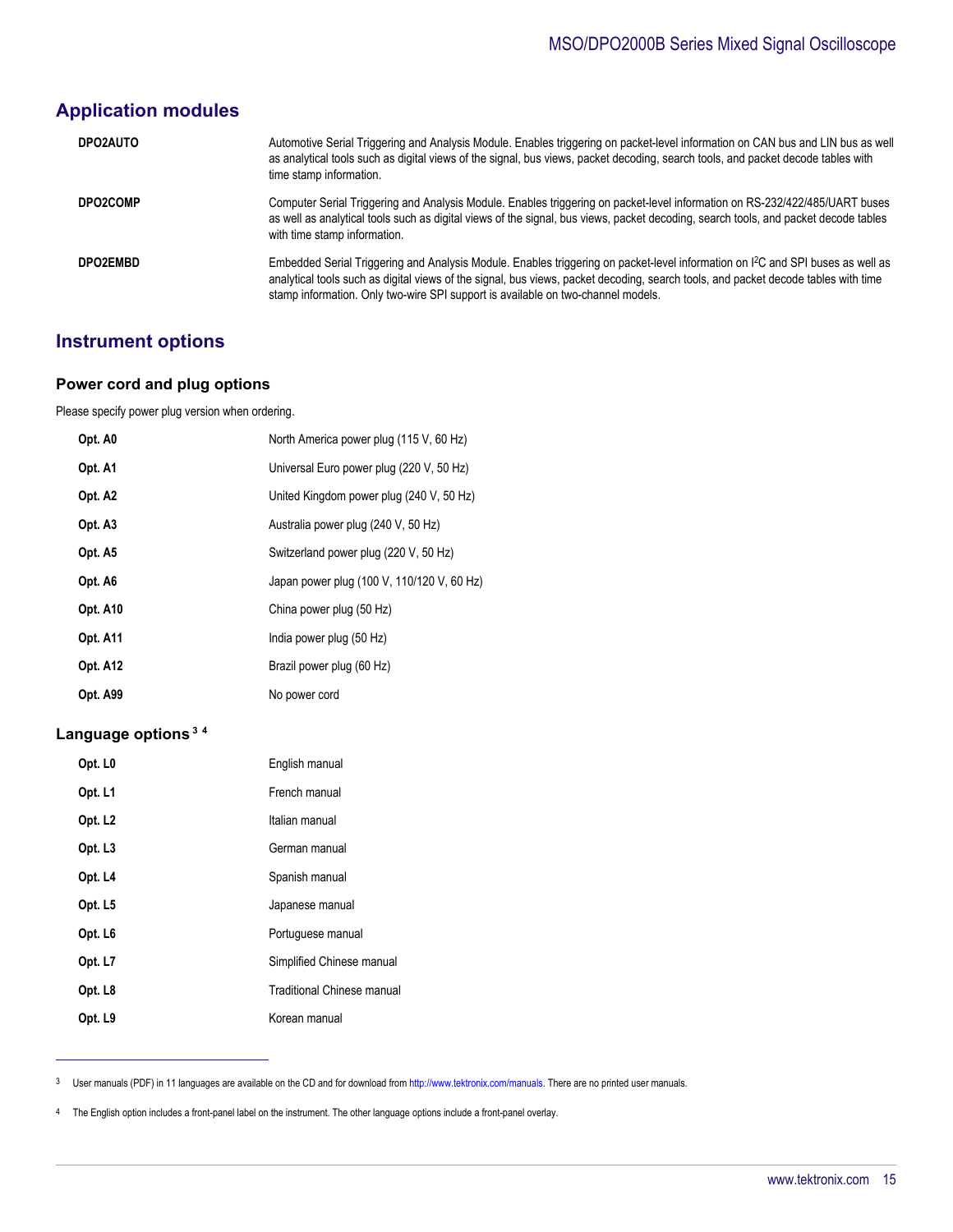## Application modules

| | |
|---|---|
| **DPO2AUTO** | Automotive Serial Triggering and Analysis Module. Enables triggering on packet-level information on CAN bus and LIN bus as well as analytical tools such as digital views of the signal, bus views, packet decoding, search tools, and packet decode tables with time stamp information. |
| **DPO2COMP** | Computer Serial Triggering and Analysis Module. Enables triggering on packet-level information on RS-232/422/485/UART buses as well as analytical tools such as digital views of the signal, bus views, packet decoding, search tools, and packet decode tables with time stamp information. |
| **DPO2EMBD** | Embedded Serial Triggering and Analysis Module. Enables triggering on packet-level information on $I^2C$ and SPI buses as well as analytical tools such as digital views of the signal, bus views, packet decoding, search tools, and packet decode tables with time stamp information. Only two-wire SPI support is available on two-channel models. |

## Instrument options

### Power cord and plug options

Please specify power plug version when ordering.

| | |
|---|---|
| **Opt. A0** | North America power plug (115 V, 60 Hz) |
| **Opt. A1** | Universal Euro power plug (220 V, 50 Hz) |
| **Opt. A2** | United Kingdom power plug (240 V, 50 Hz) |
| **Opt. A3** | Australia power plug (240 V, 50 Hz) |
| **Opt. A5** | Switzerland power plug (220 V, 50 Hz) |
| **Opt. A6** | Japan power plug (100 V, 110/120 V, 60 Hz) |
| **Opt. A10** | China power plug (50 Hz) |
| **Opt. A11** | India power plug (50 Hz) |
| **Opt. A12** | Brazil power plug (60 Hz) |
| **Opt. A99** | No power cord |

### Language options [3] [4]

| | |
|---|---|
| **Opt. L0** | English manual |
| **Opt. L1** | French manual |
| **Opt. L2** | Italian manual |
| **Opt. L3** | German manual |
| **Opt. L4** | Spanish manual |
| **Opt. L5** | Japanese manual |
| **Opt. L6** | Portuguese manual |
| **Opt. L7** | Simplified Chinese manual |
| **Opt. L8** | Traditional Chinese manual |
| **Opt. L9** | Korean manual |

---

[3] User manuals (PDF) in 11 languages are available on the CD and for download from http://www.tektronix.com/manuals. There are no printed user manuals.

[4] The English option includes a front-panel label on the instrument. The other language options include a front-panel overlay.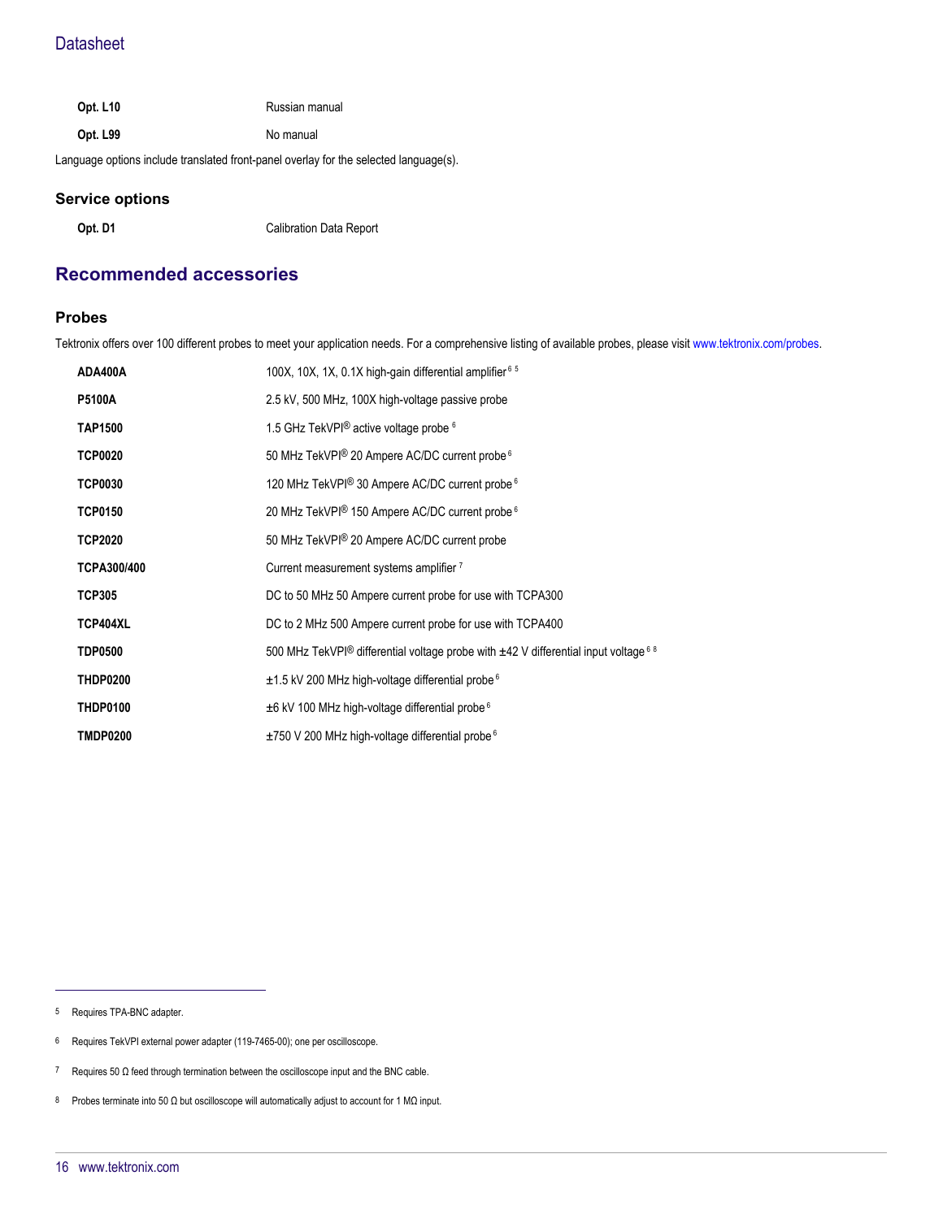| | |
|---|---|
| **Opt. L10** | Russian manual |
| **Opt. L99** | No manual |

Language options include translated front-panel overlay for the selected language(s).

### Service options

| | |
|---|---|
| **Opt. D1** | Calibration Data Report |

## Recommended accessories

### Probes

Tektronix offers over 100 different probes to meet your application needs. For a comprehensive listing of available probes, please visit www.tektronix.com/probes.

| | |
|---|---|
| **ADA400A** | 100X, 10X, 1X, 0.1X high-gain differential amplifier [6] [5] |
| **P5100A** | 2.5 kV, 500 MHz, 100X high-voltage passive probe |
| **TAP1500** | 1.5 GHz TekVPI® active voltage probe [6] |
| **TCP0020** | 50 MHz TekVPI® 20 Ampere AC/DC current probe [6] |
| **TCP0030** | 120 MHz TekVPI® 30 Ampere AC/DC current probe [6] |
| **TCP0150** | 20 MHz TekVPI® 150 Ampere AC/DC current probe [6] |
| **TCP2020** | 50 MHz TekVPI® 20 Ampere AC/DC current probe |
| **TCPA300/400** | Current measurement systems amplifier [7] |
| **TCP305** | DC to 50 MHz 50 Ampere current probe for use with TCPA300 |
| **TCP404XL** | DC to 2 MHz 500 Ampere current probe for use with TCPA400 |
| **TDP0500** | 500 MHz TekVPI® differential voltage probe with ±42 V differential input voltage [6] [8] |
| **THDP0200** | ±1.5 kV 200 MHz high-voltage differential probe [6] |
| **THDP0100** | ±6 kV 100 MHz high-voltage differential probe [6] |
| **TMDP0200** | ±750 V 200 MHz high-voltage differential probe [6] |

---

[5] Requires TPA-BNC adapter.

[6] Requires TekVPI external power adapter (119-7465-00); one per oscilloscope.

[7] Requires 50 Ω feed through termination between the oscilloscope input and the BNC cable.

[8] Probes terminate into 50 Ω but oscilloscope will automatically adjust to account for 1 MΩ input.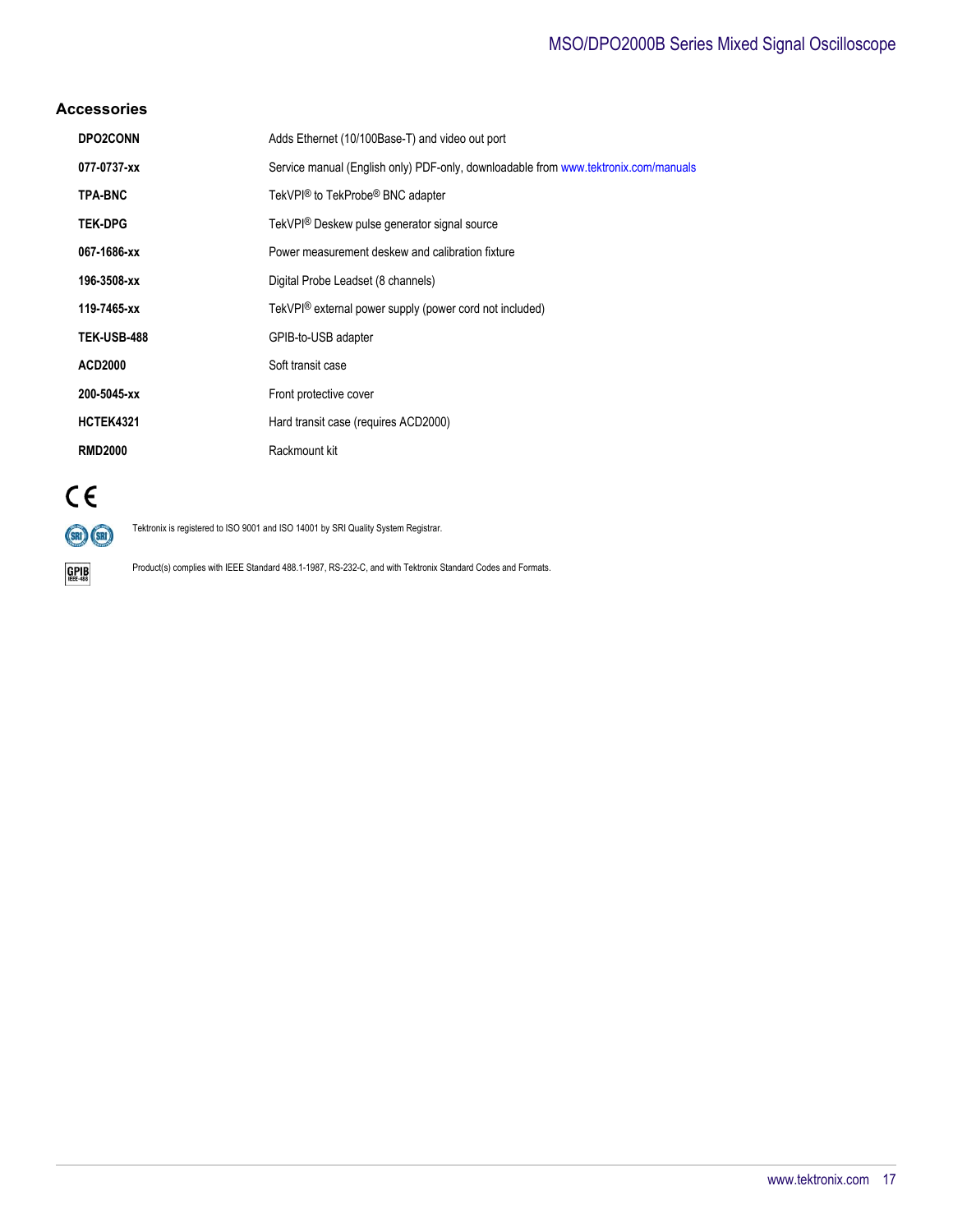## Accessories

| | |
|---|---|
| **DPO2CONN** | Adds Ethernet (10/100Base-T) and video out port |
| **077-0737-xx** | Service manual (English only) PDF-only, downloadable from www.tektronix.com/manuals |
| **TPA-BNC** | TekVPI® to TekProbe® BNC adapter |
| **TEK-DPG** | TekVPI® Deskew pulse generator signal source |
| **067-1686-xx** | Power measurement deskew and calibration fixture |
| **196-3508-xx** | Digital Probe Leadset (8 channels) |
| **119-7465-xx** | TekVPI® external power supply (power cord not included) |
| **TEK-USB-488** | GPIB-to-USB adapter |
| **ACD2000** | Soft transit case |
| **200-5045-xx** | Front protective cover |
| **HCTEK4321** | Hard transit case (requires ACD2000) |
| **RMD2000** | Rackmount kit |

CE

Tektronix is registered to ISO 9001 and ISO 14001 by SRI Quality System Registrar.

Product(s) complies with IEEE Standard 488.1-1987, RS-232-C, and with Tektronix Standard Codes and Formats.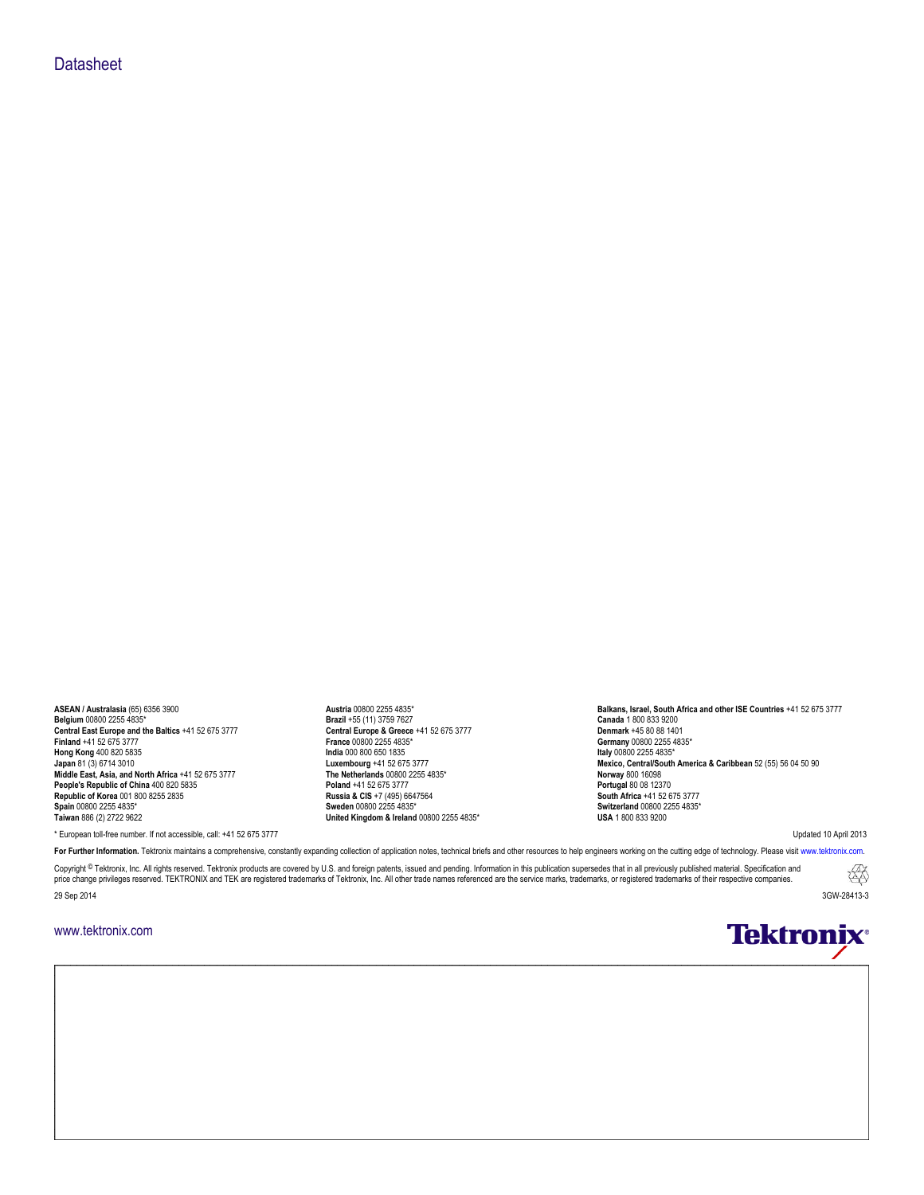**ASEAN / Australasia** (65) 6356 3900
**Belgium** 00800 2255 4835*
**Central East Europe and the Baltics** +41 52 675 3777
**Finland** +41 52 675 3777
**Hong Kong** 400 820 5835
**Japan** 81 (3) 6714 3010
**Middle East, Asia, and North Africa** +41 52 675 3777
**People's Republic of China** 400 820 5835
**Republic of Korea** 001 800 8255 2835
**Spain** 00800 2255 4835*
**Taiwan** 886 (2) 2722 9622

**Austria** 00800 2255 4835*
**Brazil** +55 (11) 3759 7627
**Central Europe & Greece** +41 52 675 3777
**France** 00800 2255 4835*
**India** 000 800 650 1835
**Luxembourg** +41 52 675 3777
**The Netherlands** 00800 2255 4835*
**Poland** +41 52 675 3777
**Russia & CIS** +7 (495) 6647564
**Sweden** 00800 2255 4835*
**United Kingdom & Ireland** 00800 2255 4835*

**Balkans, Israel, South Africa and other ISE Countries** +41 52 675 3777
**Canada** 1 800 833 9200
**Denmark** +45 80 88 1401
**Germany** 00800 2255 4835*
**Italy** 00800 2255 4835*
**Mexico, Central/South America & Caribbean** 52 (55) 56 04 50 90
**Norway** 800 16098
**Portugal** 80 08 12370
**South Africa** +41 52 675 3777
**Switzerland** 00800 2255 4835*
**USA** 1 800 833 9200

* European toll-free number. If not accessible, call: +41 52 675 3777

Updated 10 April 2013

**For Further Information.** Tektronix maintains a comprehensive, constantly expanding collection of application notes, technical briefs and other resources to help engineers working on the cutting edge of technology. Please visit www.tektronix.com.

Copyright © Tektronix, Inc. All rights reserved. Tektronix products are covered by U.S. and foreign patents, issued and pending. Information in this publication supersedes that in all previously published material. Specification and price change privileges reserved. TEKTRONIX and TEK are registered trademarks of Tektronix, Inc. All other trade names referenced are the service marks, trademarks, or registered trademarks of their respective companies.

29 Sep 2014

3GW-28413-3

www.tektronix.com

Tektronix®